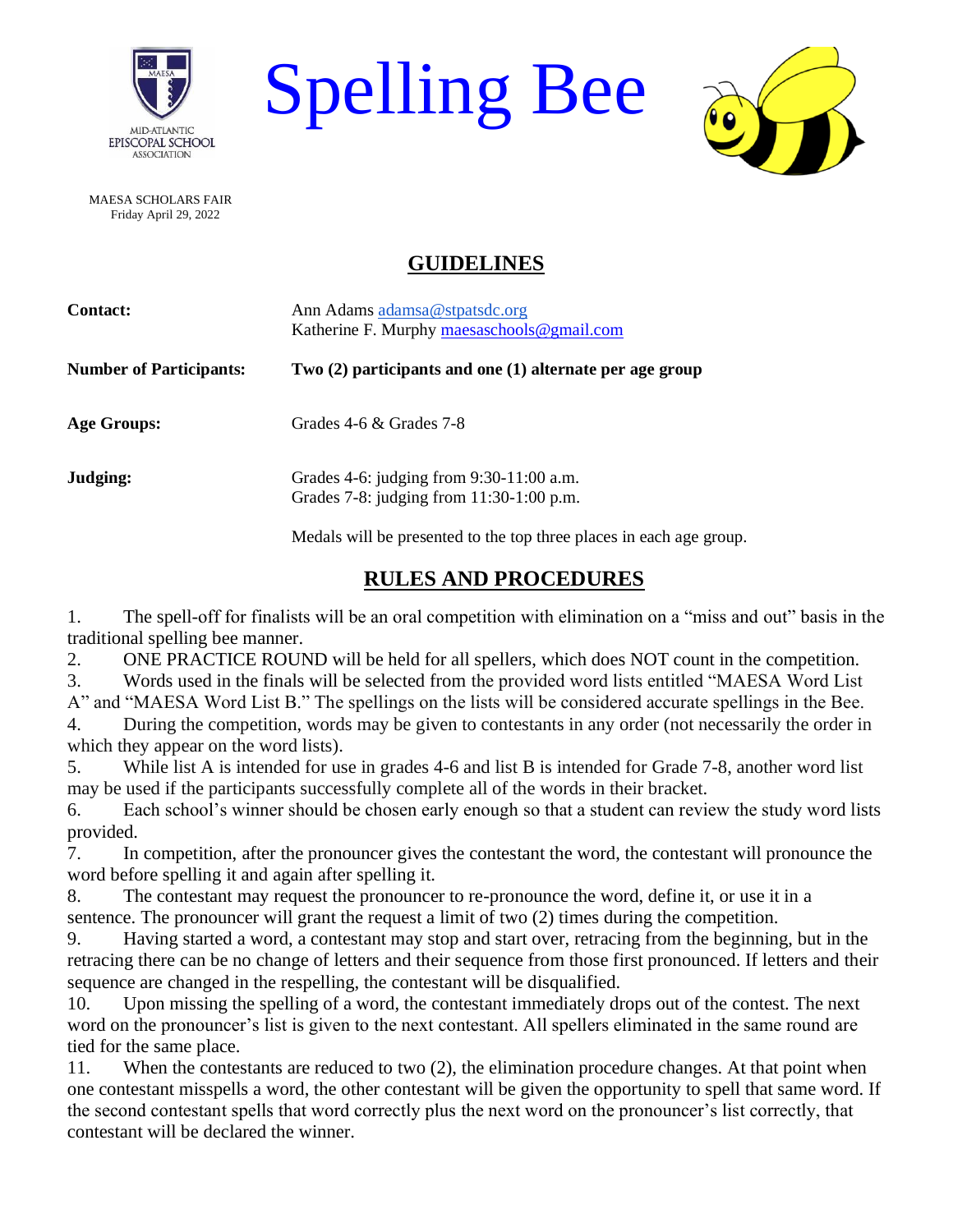MID-ATLANTIC EPISCOPAL SCHOOL ASSOCIATION

# Spelling Bee

MAESA SCHOLARS FAIR
Friday April 29, 2022

## GUIDELINES

| | |
|---|---|
| **Contact:** | Ann Adams adamsa@stpatsdc.org<br>Katherine F. Murphy maesaschools@gmail.com |
| **Number of Participants:** | **Two (2) participants and one (1) alternate per age group** |
| **Age Groups:** | Grades 4-6 & Grades 7-8 |
| **Judging:** | Grades 4-6: judging from 9:30-11:00 a.m.<br>Grades 7-8: judging from 11:30-1:00 p.m.<br><br>Medals will be presented to the top three places in each age group. |

## RULES AND PROCEDURES

1. The spell-off for finalists will be an oral competition with elimination on a "miss and out" basis in the traditional spelling bee manner.
2. ONE PRACTICE ROUND will be held for all spellers, which does NOT count in the competition.
3. Words used in the finals will be selected from the provided word lists entitled "MAESA Word List A" and "MAESA Word List B." The spellings on the lists will be considered accurate spellings in the Bee.
4. During the competition, words may be given to contestants in any order (not necessarily the order in which they appear on the word lists).
5. While list A is intended for use in grades 4-6 and list B is intended for Grade 7-8, another word list may be used if the participants successfully complete all of the words in their bracket.
6. Each school's winner should be chosen early enough so that a student can review the study word lists provided.
7. In competition, after the pronouncer gives the contestant the word, the contestant will pronounce the word before spelling it and again after spelling it.
8. The contestant may request the pronouncer to re-pronounce the word, define it, or use it in a sentence. The pronouncer will grant the request a limit of two (2) times during the competition.
9. Having started a word, a contestant may stop and start over, retracing from the beginning, but in the retracing there can be no change of letters and their sequence from those first pronounced. If letters and their sequence are changed in the respelling, the contestant will be disqualified.
10. Upon missing the spelling of a word, the contestant immediately drops out of the contest. The next word on the pronouncer's list is given to the next contestant. All spellers eliminated in the same round are tied for the same place.
11. When the contestants are reduced to two (2), the elimination procedure changes. At that point when one contestant misspells a word, the other contestant will be given the opportunity to spell that same word. If the second contestant spells that word correctly plus the next word on the pronouncer's list correctly, that contestant will be declared the winner.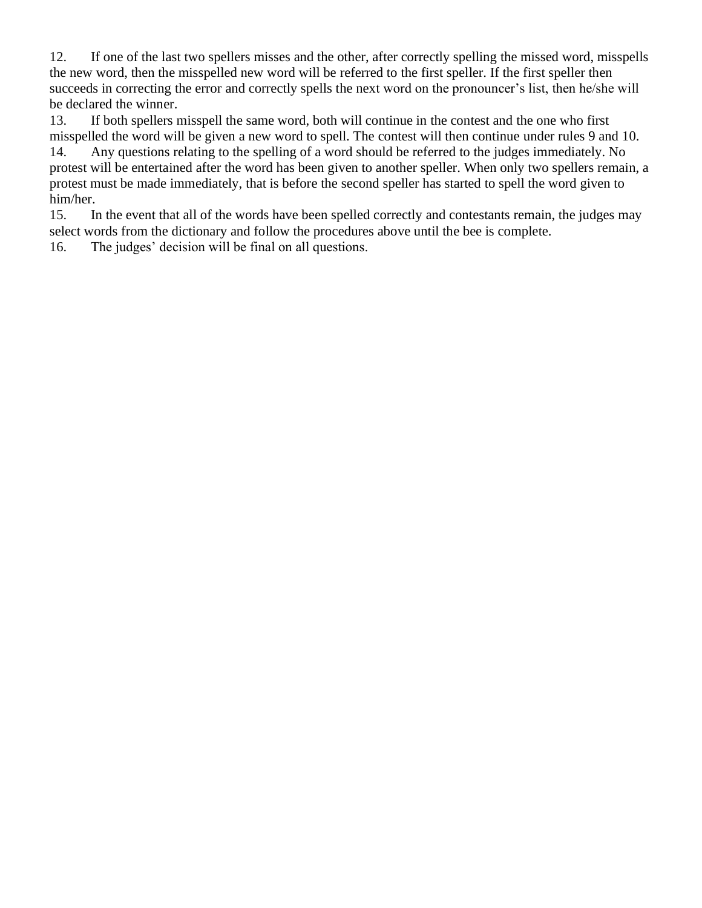12. If one of the last two spellers misses and the other, after correctly spelling the missed word, misspells the new word, then the misspelled new word will be referred to the first speller. If the first speller then succeeds in correcting the error and correctly spells the next word on the pronouncer's list, then he/she will be declared the winner.
13. If both spellers misspell the same word, both will continue in the contest and the one who first misspelled the word will be given a new word to spell. The contest will then continue under rules 9 and 10.
14. Any questions relating to the spelling of a word should be referred to the judges immediately. No protest will be entertained after the word has been given to another speller. When only two spellers remain, a protest must be made immediately, that is before the second speller has started to spell the word given to him/her.
15. In the event that all of the words have been spelled correctly and contestants remain, the judges may select words from the dictionary and follow the procedures above until the bee is complete.
16. The judges' decision will be final on all questions.